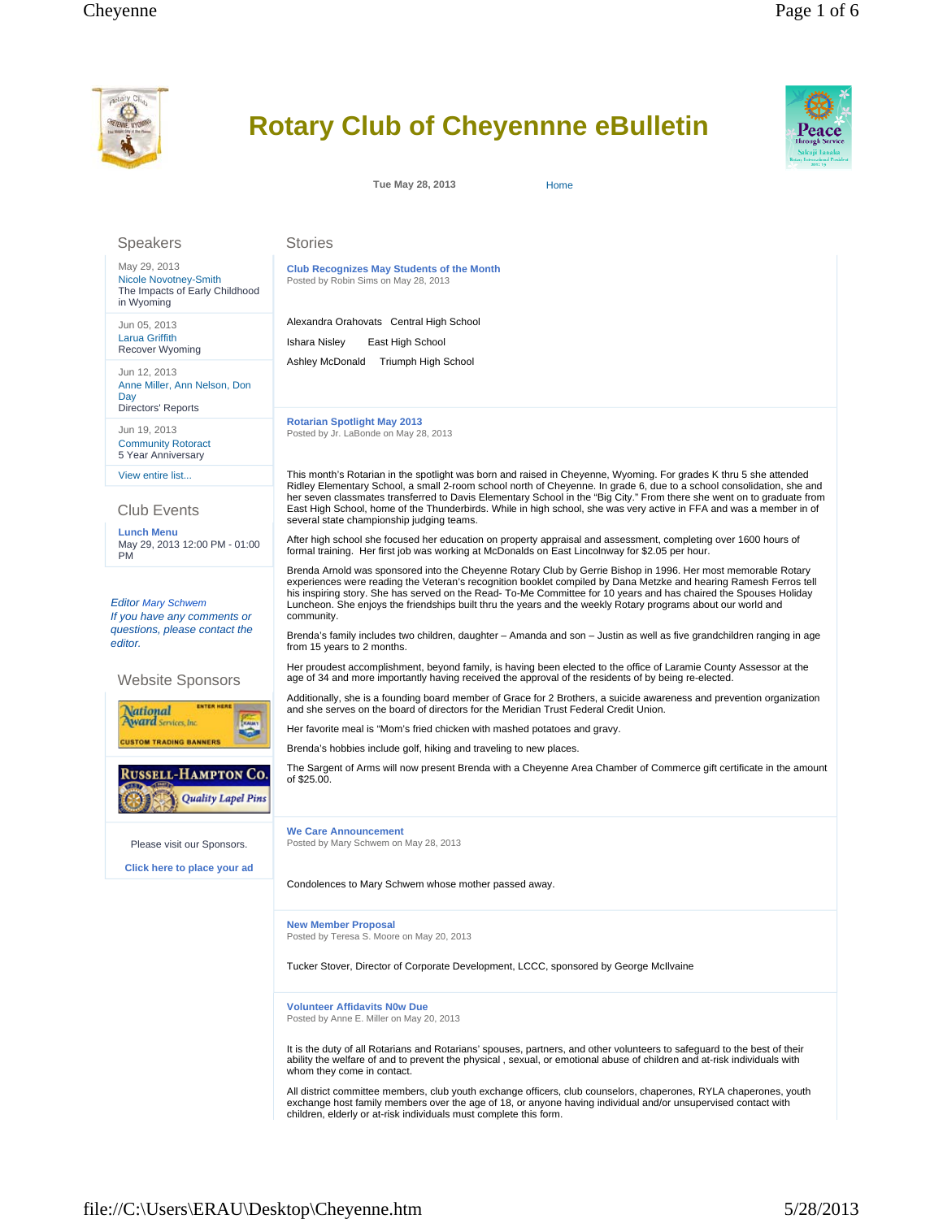# Rotary Club of Cheyenne eBulletin

Tue May 28, 2013

Home

## Speakers

May 29, 2013
Nicole Novotney-Smith
The Impacts of Early Childhood in Wyoming

Jun 05, 2013
Larua Griffith
Recover Wyoming

Jun 12, 2013
Anne Miller, Ann Nelson, Don Day
Directors' Reports

Jun 19, 2013
Community Rotoract
5 Year Anniversary

View entire list...

## Club Events

**Lunch Menu**
May 29, 2013 12:00 PM - 01:00 PM

*Editor Mary Schwem*
*If you have any comments or questions, please contact the editor.*

## Website Sponsors

National Award Services, Inc — Custom Trading Banners

Russell-Hampton Co. — Quality Lapel Pins

Please visit our Sponsors.

**Click here to place your ad**

## Stories

### Club Recognizes May Students of the Month

Posted by Robin Sims on May 28, 2013

Alexandra Orahovats   Central High School

Ishara Nisley   East High School

Ashley McDonald   Triumph High School

### Rotarian Spotlight May 2013

Posted by Jr. LaBonde on May 28, 2013

This month's Rotarian in the spotlight was born and raised in Cheyenne, Wyoming. For grades K thru 5 she attended Ridley Elementary School, a small 2-room school north of Cheyenne. In grade 6, due to a school consolidation, she and her seven classmates transferred to Davis Elementary School in the "Big City." From there she went on to graduate from East High School, home of the Thunderbirds. While in high school, she was very active in FFA and was a member in of several state championship judging teams.

After high school she focused her education on property appraisal and assessment, completing over 1600 hours of formal training. Her first job was working at McDonalds on East Lincolnway for $2.05 per hour.

Brenda Arnold was sponsored into the Cheyenne Rotary Club by Gerrie Bishop in 1996. Her most memorable Rotary experiences were reading the Veteran's recognition booklet compiled by Dana Metzke and hearing Ramesh Ferros tell his inspiring story. She has served on the Read- To-Me Committee for 10 years and has chaired the Spouses Holiday Luncheon. She enjoys the friendships built thru the years and the weekly Rotary programs about our world and community.

Brenda's family includes two children, daughter – Amanda and son – Justin as well as five grandchildren ranging in age from 15 years to 2 months.

Her proudest accomplishment, beyond family, is having been elected to the office of Laramie County Assessor at the age of 34 and more importantly having received the approval of the residents of by being re-elected.

Additionally, she is a founding board member of Grace for 2 Brothers, a suicide awareness and prevention organization and she serves on the board of directors for the Meridian Trust Federal Credit Union.

Her favorite meal is "Mom's fried chicken with mashed potatoes and gravy.

Brenda's hobbies include golf, hiking and traveling to new places.

The Sargent of Arms will now present Brenda with a Cheyenne Area Chamber of Commerce gift certificate in the amount of $25.00.

### We Care Announcement

Posted by Mary Schwem on May 28, 2013

Condolences to Mary Schwem whose mother passed away.

### New Member Proposal

Posted by Teresa S. Moore on May 20, 2013

Tucker Stover, Director of Corporate Development, LCCC, sponsored by George McIlvaine

### Volunteer Affidavits N0w Due

Posted by Anne E. Miller on May 20, 2013

It is the duty of all Rotarians and Rotarians' spouses, partners, and other volunteers to safeguard to the best of their ability the welfare of and to prevent the physical , sexual, or emotional abuse of children and at-risk individuals with whom they come in contact.

All district committee members, club youth exchange officers, club counselors, chaperones, RYLA chaperones, youth exchange host family members over the age of 18, or anyone having individual and/or unsupervised contact with children, elderly or at-risk individuals must complete this form.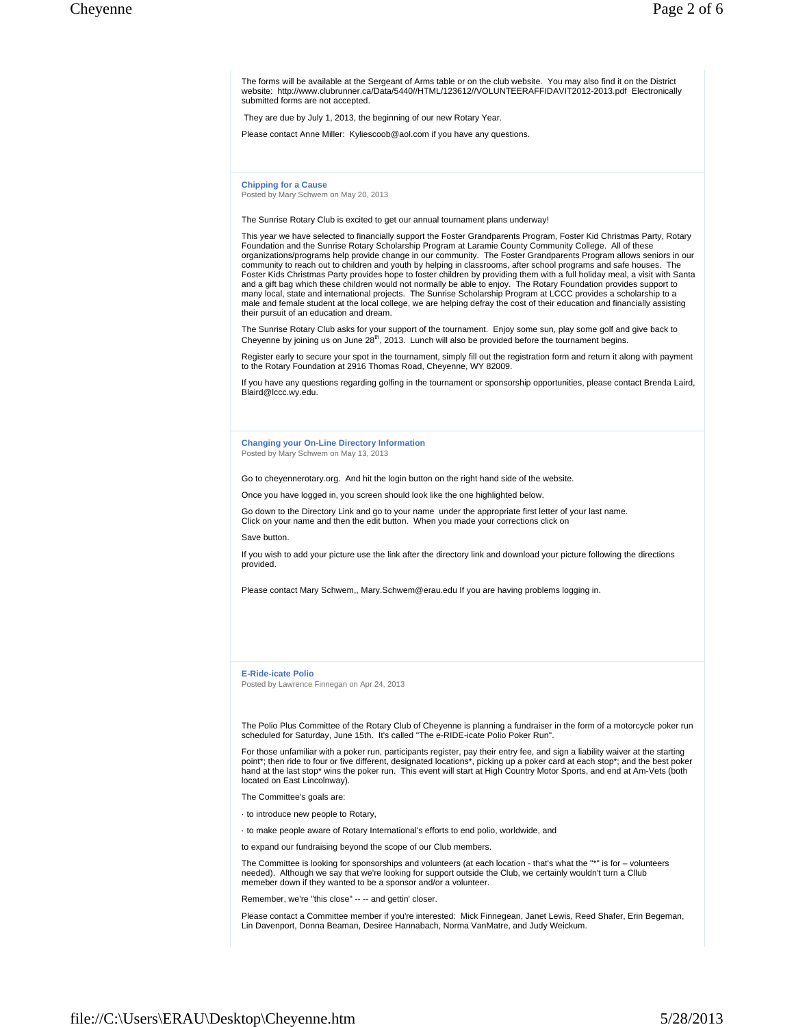The forms will be available at the Sergeant of Arms table or on the club website. You may also find it on the District website: http://www.clubrunner.ca/Data/5440//HTML/123612//VOLUNTEERAFFIDAVIT2012-2013.pdf Electronically submitted forms are not accepted.

They are due by July 1, 2013, the beginning of our new Rotary Year.

Please contact Anne Miller: Kyliescoob@aol.com if you have any questions.

### Chipping for a Cause

Posted by Mary Schwem on May 20, 2013

The Sunrise Rotary Club is excited to get our annual tournament plans underway!

This year we have selected to financially support the Foster Grandparents Program, Foster Kid Christmas Party, Rotary Foundation and the Sunrise Rotary Scholarship Program at Laramie County Community College. All of these organizations/programs help provide change in our community. The Foster Grandparents Program allows seniors in our community to reach out to children and youth by helping in classrooms, after school programs and safe houses. The Foster Kids Christmas Party provides hope to foster children by providing them with a full holiday meal, a visit with Santa and a gift bag which these children would not normally be able to enjoy. The Rotary Foundation provides support to many local, state and international projects. The Sunrise Scholarship Program at LCCC provides a scholarship to a male and female student at the local college, we are helping defray the cost of their education and financially assisting their pursuit of an education and dream.

The Sunrise Rotary Club asks for your support of the tournament. Enjoy some sun, play some golf and give back to Cheyenne by joining us on June 28th, 2013. Lunch will also be provided before the tournament begins.

Register early to secure your spot in the tournament, simply fill out the registration form and return it along with payment to the Rotary Foundation at 2916 Thomas Road, Cheyenne, WY 82009.

If you have any questions regarding golfing in the tournament or sponsorship opportunities, please contact Brenda Laird, Blaird@lccc.wy.edu.

### Changing your On-Line Directory Information

Posted by Mary Schwem on May 13, 2013

Go to cheyennerotary.org. And hit the login button on the right hand side of the website.

Once you have logged in, you screen should look like the one highlighted below.

Go down to the Directory Link and go to your name under the appropriate first letter of your last name.
Click on your name and then the edit button. When you made your corrections click on

Save button.

If you wish to add your picture use the link after the directory link and download your picture following the directions provided.

Please contact Mary Schwem,, Mary.Schwem@erau.edu If you are having problems logging in.

### E-Ride-icate Polio

Posted by Lawrence Finnegan on Apr 24, 2013

The Polio Plus Committee of the Rotary Club of Cheyenne is planning a fundraiser in the form of a motorcycle poker run scheduled for Saturday, June 15th. It's called "The e-RIDE-icate Polio Poker Run".

For those unfamiliar with a poker run, participants register, pay their entry fee, and sign a liability waiver at the starting point*; then ride to four or five different, designated locations*, picking up a poker card at each stop*; and the best poker hand at the last stop* wins the poker run. This event will start at High Country Motor Sports, and end at Am-Vets (both located on East Lincolnway).

The Committee's goals are:

· to introduce new people to Rotary,

· to make people aware of Rotary International's efforts to end polio, worldwide, and

to expand our fundraising beyond the scope of our Club members.

The Committee is looking for sponsorships and volunteers (at each location - that's what the "*" is for – volunteers needed). Although we say that we're looking for support outside the Club, we certainly wouldn't turn a Cllub memeber down if they wanted to be a sponsor and/or a volunteer.

Remember, we're "this close" -- -- and gettin' closer.

Please contact a Committee member if you're interested: Mick Finnegean, Janet Lewis, Reed Shafer, Erin Begeman, Lin Davenport, Donna Beaman, Desiree Hannabach, Norma VanMatre, and Judy Weickum.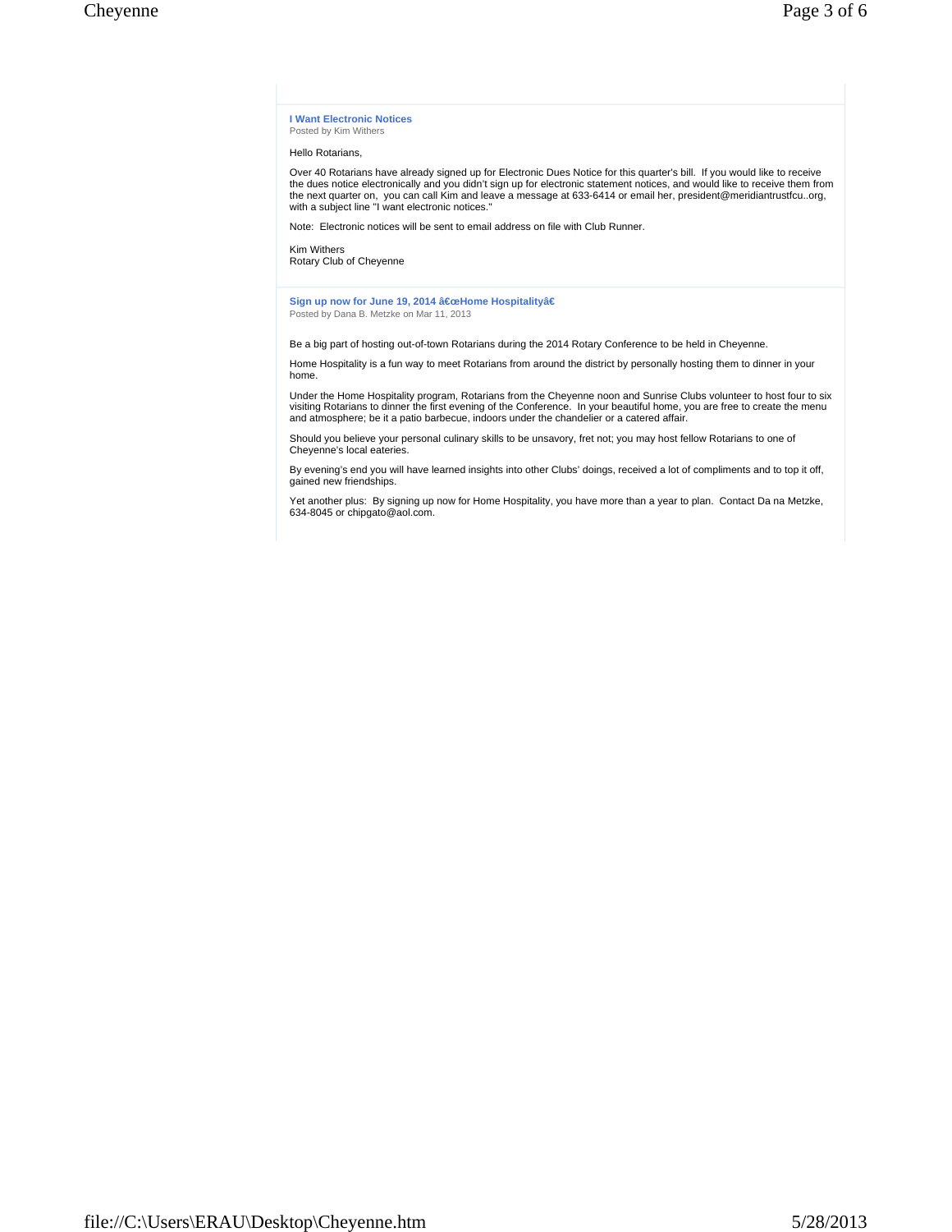### I Want Electronic Notices

Posted by Kim Withers

Hello Rotarians,

Over 40 Rotarians have already signed up for Electronic Dues Notice for this quarter's bill. If you would like to receive the dues notice electronically and you didn't sign up for electronic statement notices, and would like to receive them from the next quarter on, you can call Kim and leave a message at 633-6414 or email her, president@meridiantrustfcu..org, with a subject line "I want electronic notices."

Note: Electronic notices will be sent to email address on file with Club Runner.

Kim Withers
Rotary Club of Cheyenne

### Sign up now for June 19, 2014 â€œHome Hospitalityâ€

Posted by Dana B. Metzke on Mar 11, 2013

Be a big part of hosting out-of-town Rotarians during the 2014 Rotary Conference to be held in Cheyenne.

Home Hospitality is a fun way to meet Rotarians from around the district by personally hosting them to dinner in your home.

Under the Home Hospitality program, Rotarians from the Cheyenne noon and Sunrise Clubs volunteer to host four to six visiting Rotarians to dinner the first evening of the Conference. In your beautiful home, you are free to create the menu and atmosphere; be it a patio barbecue, indoors under the chandelier or a catered affair.

Should you believe your personal culinary skills to be unsavory, fret not; you may host fellow Rotarians to one of Cheyenne's local eateries.

By evening's end you will have learned insights into other Clubs' doings, received a lot of compliments and to top it off, gained new friendships.

Yet another plus: By signing up now for Home Hospitality, you have more than a year to plan. Contact Da na Metzke, 634-8045 or chipgato@aol.com.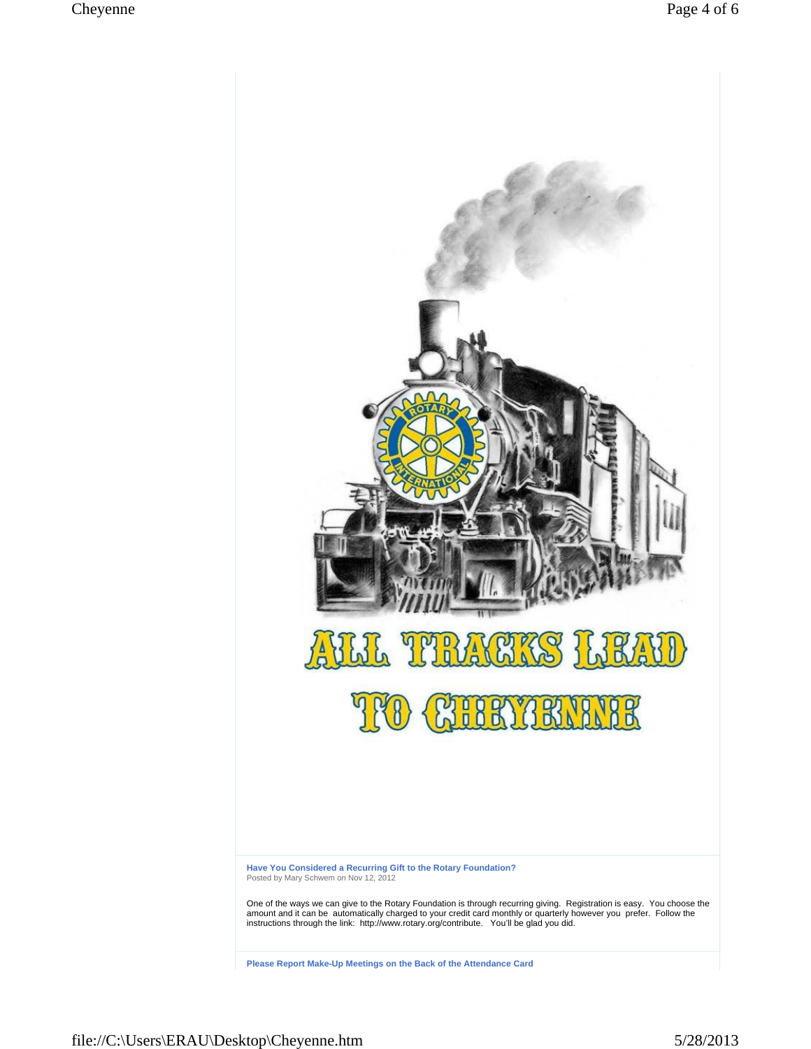ALL TRACKS LEAD TO CHEYENNE

**Have You Considered a Recurring Gift to the Rotary Foundation?**
Posted by Mary Schwem on Nov 12, 2012

One of the ways we can give to the Rotary Foundation is through recurring giving. Registration is easy. You choose the amount and it can be automatically charged to your credit card monthly or quarterly however you prefer. Follow the instructions through the link: http://www.rotary.org/contribute. You'll be glad you did.

**Please Report Make-Up Meetings on the Back of the Attendance Card**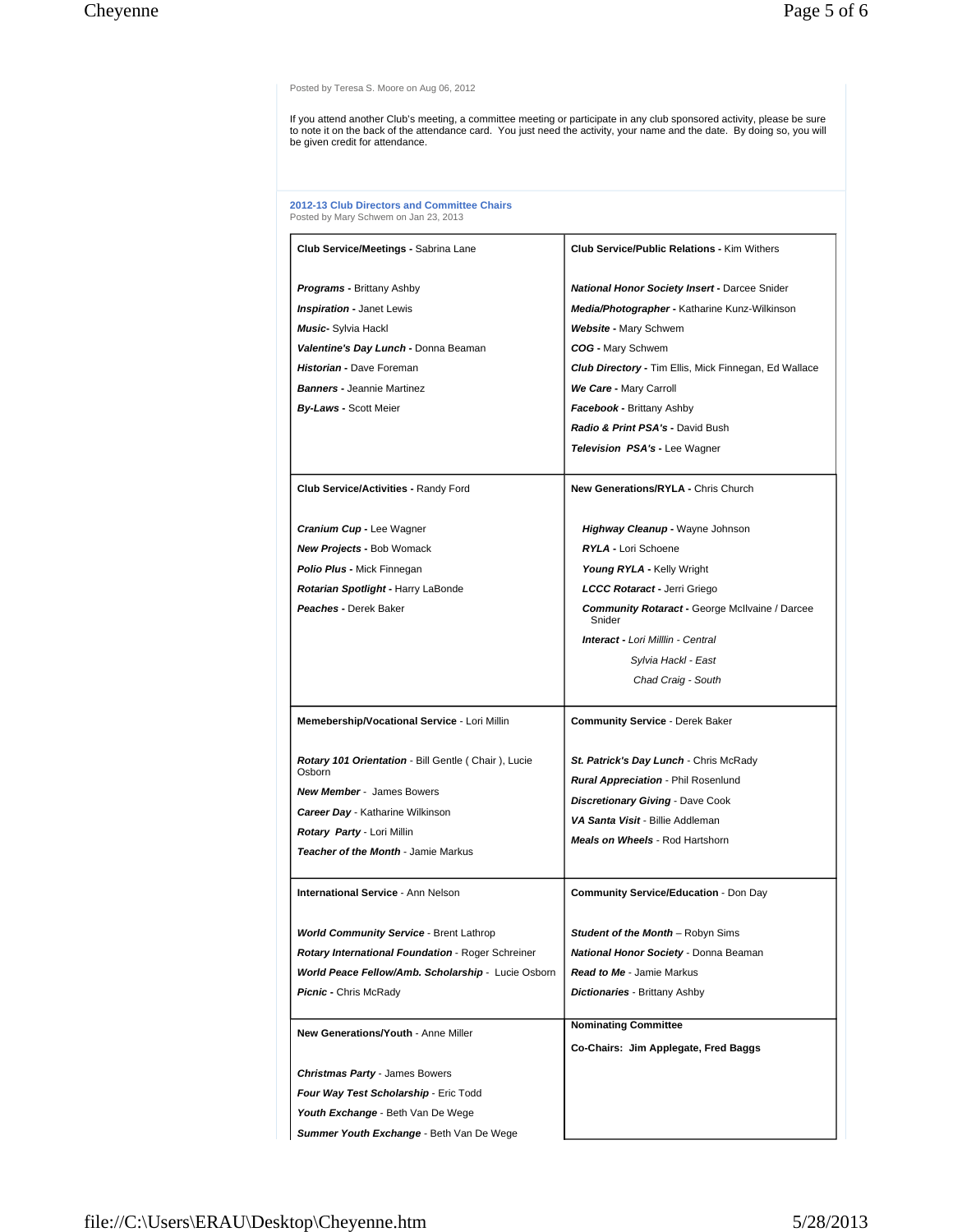Posted by Teresa S. Moore on Aug 06, 2012

If you attend another Club's meeting, a committee meeting or participate in any club sponsored activity, please be sure to note it on the back of the attendance card. You just need the activity, your name and the date. By doing so, you will be given credit for attendance.

### 2012-13 Club Directors and Committee Chairs

Posted by Mary Schwem on Jan 23, 2013

| | |
|---|---|
| **Club Service/Meetings -** Sabrina Lane<br><br>***Programs -*** Brittany Ashby<br>***Inspiration -*** Janet Lewis<br>***Music-*** Sylvia Hackl<br>***Valentine's Day Lunch -*** Donna Beaman<br>***Historian -*** Dave Foreman<br>***Banners -*** Jeannie Martinez<br>***By-Laws -*** Scott Meier | **Club Service/Public Relations -** Kim Withers<br><br>***National Honor Society Insert -*** Darcee Snider<br>***Media/Photographer -*** Katharine Kunz-Wilkinson<br>***Website -*** Mary Schwem<br>***COG -*** Mary Schwem<br>***Club Directory -*** Tim Ellis, Mick Finnegan, Ed Wallace<br>***We Care -*** Mary Carroll<br>***Facebook -*** Brittany Ashby<br>***Radio & Print PSA's -*** David Bush<br>***Television PSA's -*** Lee Wagner |
| **Club Service/Activities -** Randy Ford<br><br>***Cranium Cup -*** Lee Wagner<br>***New Projects -*** Bob Womack<br>***Polio Plus -*** Mick Finnegan<br>***Rotarian Spotlight -*** Harry LaBonde<br>***Peaches -*** Derek Baker | **New Generations/RYLA -** Chris Church<br><br>***Highway Cleanup -*** Wayne Johnson<br>***RYLA -*** Lori Schoene<br>***Young RYLA -*** Kelly Wright<br>***LCCC Rotaract -*** Jerri Griego<br>***Community Rotaract -*** George McIlvaine / Darcee Snider<br>***Interact -*** *Lori Milllin - Central*<br>*Sylvia Hackl - East*<br>*Chad Craig - South* |
| **Memebership/Vocational Service** - Lori Millin<br><br>***Rotary 101 Orientation*** - Bill Gentle ( Chair ), Lucie Osborn<br>***New Member*** - James Bowers<br>***Career Day*** - Katharine Wilkinson<br>***Rotary Party*** - Lori Millin<br>***Teacher of the Month*** - Jamie Markus | **Community Service** - Derek Baker<br><br>***St. Patrick's Day Lunch*** - Chris McRady<br>***Rural Appreciation*** - Phil Rosenlund<br>***Discretionary Giving*** - Dave Cook<br>***VA Santa Visit*** - Billie Addleman<br>***Meals on Wheels*** - Rod Hartshorn |
| **International Service** - Ann Nelson<br><br>***World Community Service*** - Brent Lathrop<br>***Rotary International Foundation*** - Roger Schreiner<br>***World Peace Fellow/Amb. Scholarship*** - Lucie Osborn<br>***Picnic -*** Chris McRady | **Community Service/Education** - Don Day<br><br>***Student of the Month*** – Robyn Sims<br>***National Honor Society*** - Donna Beaman<br>***Read to Me*** - Jamie Markus<br>***Dictionaries*** - Brittany Ashby |
| **New Generations/Youth** - Anne Miller<br><br>***Christmas Party*** - James Bowers<br>***Four Way Test Scholarship*** - Eric Todd<br>***Youth Exchange*** - Beth Van De Wege<br>***Summer Youth Exchange*** - Beth Van De Wege | **Nominating Committee**<br><br>**Co-Chairs: Jim Applegate, Fred Baggs** |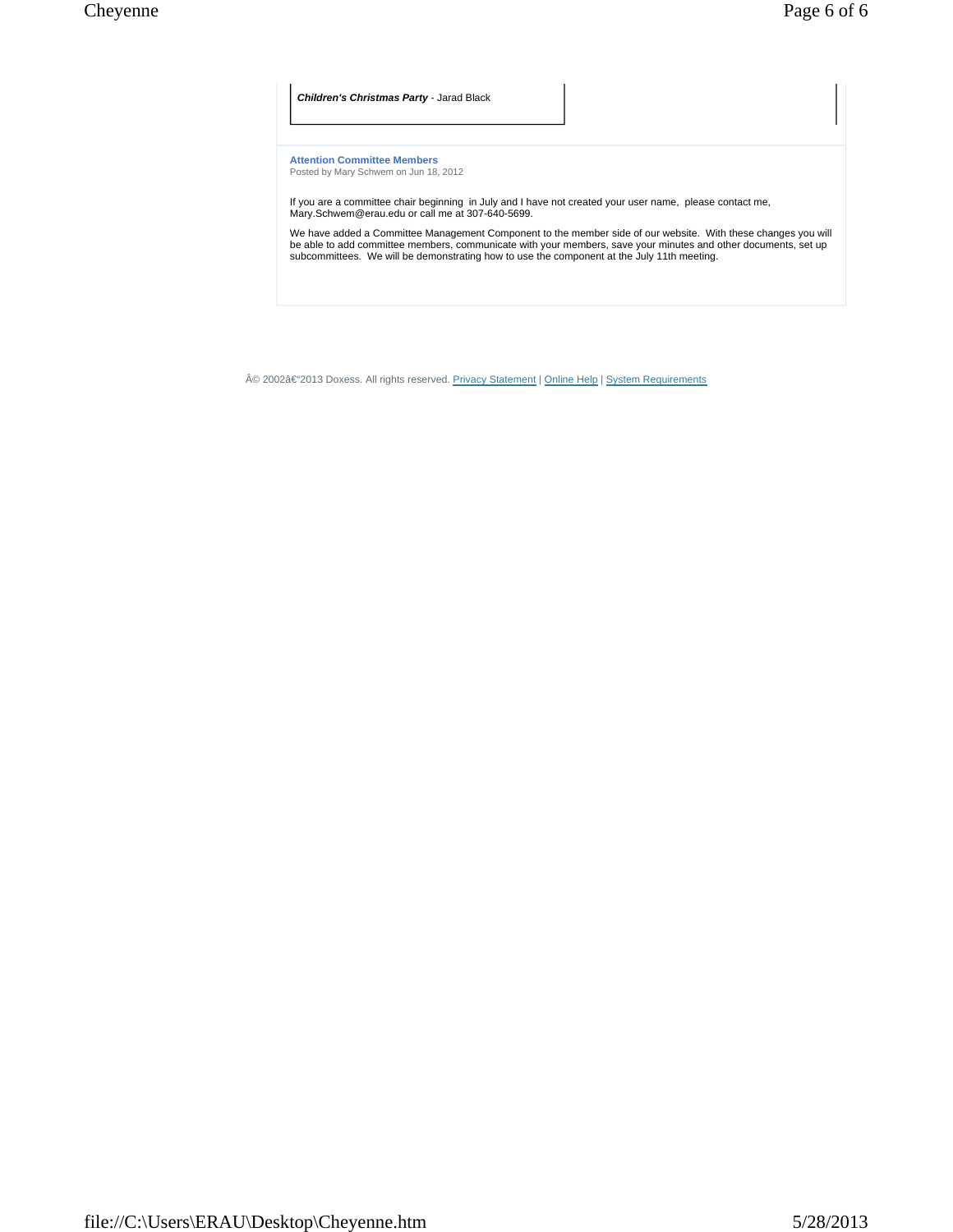***Children's Christmas Party*** - Jarad Black

**Attention Committee Members**

Posted by Mary Schwem on Jun 18, 2012

If you are a committee chair beginning in July and I have not created your user name, please contact me, Mary.Schwem@erau.edu or call me at 307-640-5699.

We have added a Committee Management Component to the member side of our website. With these changes you will be able to add committee members, communicate with your members, save your minutes and other documents, set up subcommittees. We will be demonstrating how to use the component at the July 11th meeting.

Â© 2002â€"2013 Doxess. All rights reserved. Privacy Statement | Online Help | System Requirements